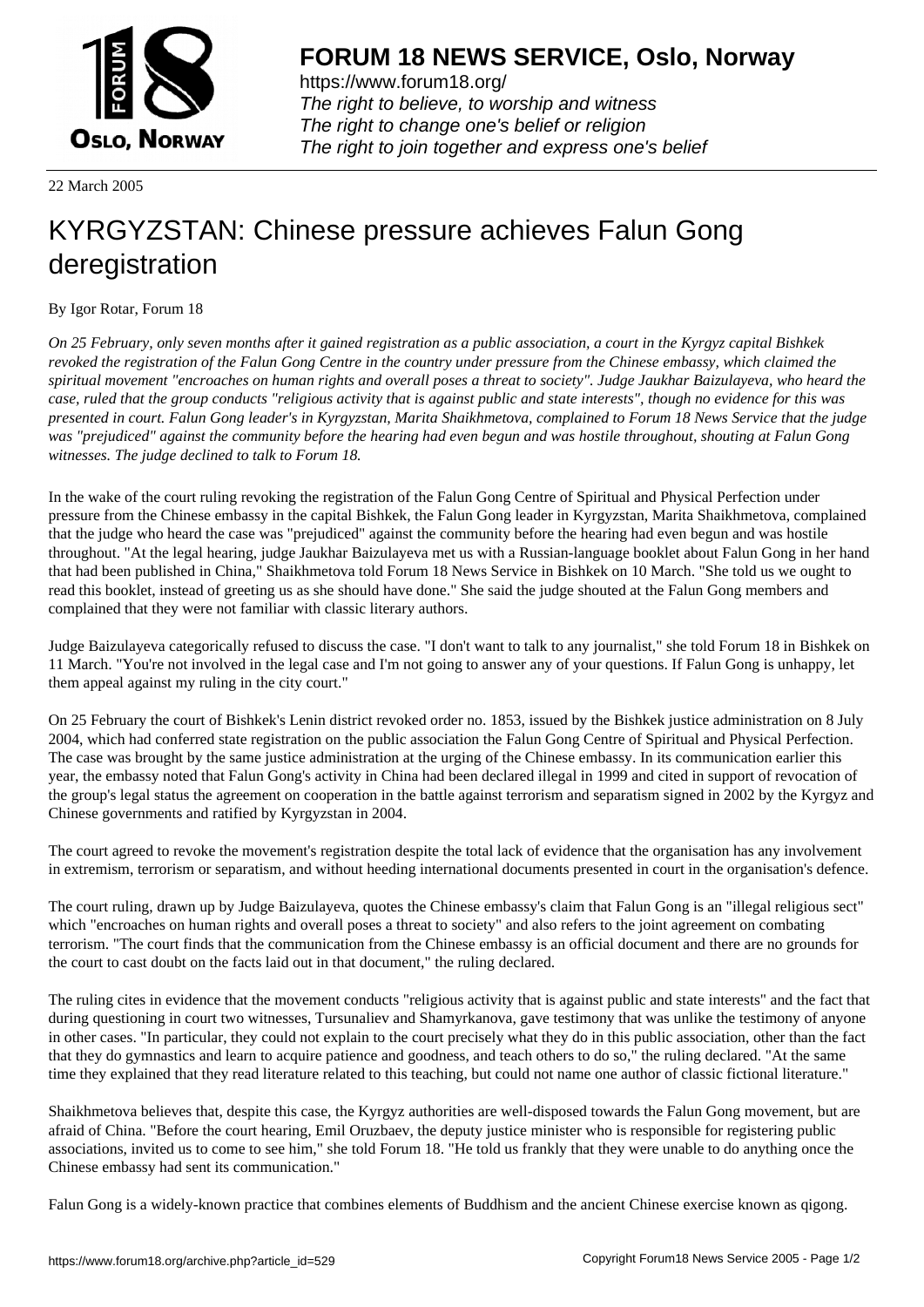**FORUM 18 NEWS SERVICE, Oslo, Norway**

https://www.forum18.org/
*The right to believe, to worship and witness*
*The right to change one's belief or religion*
*The right to join together and express one's belief*

22 March 2005

# KYRGYZSTAN: Chinese pressure achieves Falun Gong deregistration

By Igor Rotar, Forum 18

*On 25 February, only seven months after it gained registration as a public association, a court in the Kyrgyz capital Bishkek revoked the registration of the Falun Gong Centre in the country under pressure from the Chinese embassy, which claimed the spiritual movement "encroaches on human rights and overall poses a threat to society". Judge Jaukhar Baizulayeva, who heard the case, ruled that the group conducts "religious activity that is against public and state interests", though no evidence for this was presented in court. Falun Gong leader's in Kyrgyzstan, Marita Shaikhmetova, complained to Forum 18 News Service that the judge was "prejudiced" against the community before the hearing had even begun and was hostile throughout, shouting at Falun Gong witnesses. The judge declined to talk to Forum 18.*

In the wake of the court ruling revoking the registration of the Falun Gong Centre of Spiritual and Physical Perfection under pressure from the Chinese embassy in the capital Bishkek, the Falun Gong leader in Kyrgyzstan, Marita Shaikhmetova, complained that the judge who heard the case was "prejudiced" against the community before the hearing had even begun and was hostile throughout. "At the legal hearing, judge Jaukhar Baizulayeva met us with a Russian-language booklet about Falun Gong in her hand that had been published in China," Shaikhmetova told Forum 18 News Service in Bishkek on 10 March. "She told us we ought to read this booklet, instead of greeting us as she should have done." She said the judge shouted at the Falun Gong members and complained that they were not familiar with classic literary authors.

Judge Baizulayeva categorically refused to discuss the case. "I don't want to talk to any journalist," she told Forum 18 in Bishkek on 11 March. "You're not involved in the legal case and I'm not going to answer any of your questions. If Falun Gong is unhappy, let them appeal against my ruling in the city court."

On 25 February the court of Bishkek's Lenin district revoked order no. 1853, issued by the Bishkek justice administration on 8 July 2004, which had conferred state registration on the public association the Falun Gong Centre of Spiritual and Physical Perfection. The case was brought by the same justice administration at the urging of the Chinese embassy. In its communication earlier this year, the embassy noted that Falun Gong's activity in China had been declared illegal in 1999 and cited in support of revocation of the group's legal status the agreement on cooperation in the battle against terrorism and separatism signed in 2002 by the Kyrgyz and Chinese governments and ratified by Kyrgyzstan in 2004.

The court agreed to revoke the movement's registration despite the total lack of evidence that the organisation has any involvement in extremism, terrorism or separatism, and without heeding international documents presented in court in the organisation's defence.

The court ruling, drawn up by Judge Baizulayeva, quotes the Chinese embassy's claim that Falun Gong is an "illegal religious sect" which "encroaches on human rights and overall poses a threat to society" and also refers to the joint agreement on combating terrorism. "The court finds that the communication from the Chinese embassy is an official document and there are no grounds for the court to cast doubt on the facts laid out in that document," the ruling declared.

The ruling cites in evidence that the movement conducts "religious activity that is against public and state interests" and the fact that during questioning in court two witnesses, Tursunaliev and Shamyrkanova, gave testimony that was unlike the testimony of anyone in other cases. "In particular, they could not explain to the court precisely what they do in this public association, other than the fact that they do gymnastics and learn to acquire patience and goodness, and teach others to do so," the ruling declared. "At the same time they explained that they read literature related to this teaching, but could not name one author of classic fictional literature."

Shaikhmetova believes that, despite this case, the Kyrgyz authorities are well-disposed towards the Falun Gong movement, but are afraid of China. "Before the court hearing, Emil Oruzbaev, the deputy justice minister who is responsible for registering public associations, invited us to come to see him," she told Forum 18. "He told us frankly that they were unable to do anything once the Chinese embassy had sent its communication."

Falun Gong is a widely-known practice that combines elements of Buddhism and the ancient Chinese exercise known as qigong.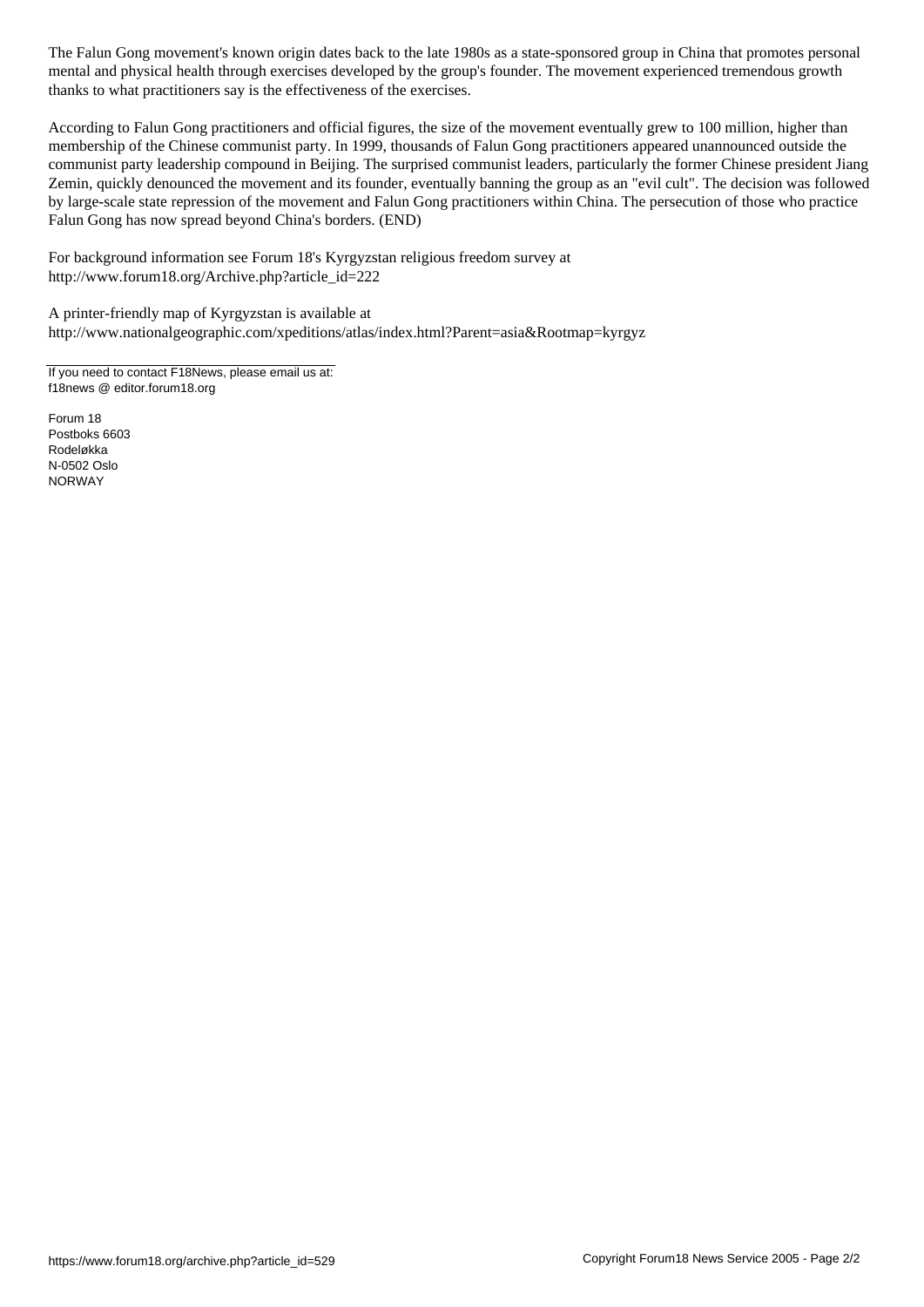The Falun Gong movement's known origin dates back to the late 1980s as a state-sponsored group in China that promotes personal mental and physical health through exercises developed by the group's founder. The movement experienced tremendous growth thanks to what practitioners say is the effectiveness of the exercises.

According to Falun Gong practitioners and official figures, the size of the movement eventually grew to 100 million, higher than membership of the Chinese communist party. In 1999, thousands of Falun Gong practitioners appeared unannounced outside the communist party leadership compound in Beijing. The surprised communist leaders, particularly the former Chinese president Jiang Zemin, quickly denounced the movement and its founder, eventually banning the group as an "evil cult". The decision was followed by large-scale state repression of the movement and Falun Gong practitioners within China. The persecution of those who practice Falun Gong has now spread beyond China's borders. (END)

For background information see Forum 18's Kyrgyzstan religious freedom survey at http://www.forum18.org/Archive.php?article_id=222

A printer-friendly map of Kyrgyzstan is available at http://www.nationalgeographic.com/xpeditions/atlas/index.html?Parent=asia&Rootmap=kyrgyz

If you need to contact F18News, please email us at:
f18news @ editor.forum18.org

Forum 18
Postboks 6603
Rodeløkka
N-0502 Oslo
NORWAY